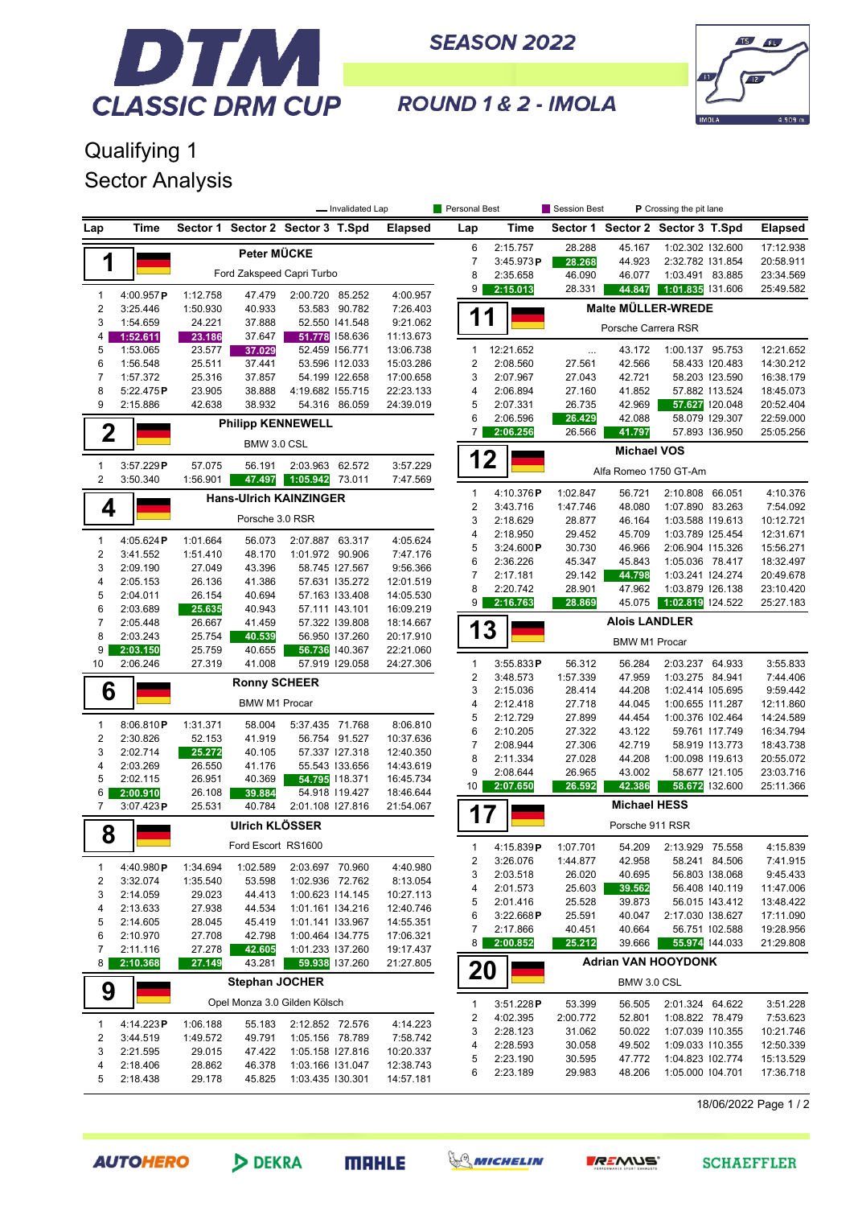# DTM CLASSIC DRM CUP

## SEASON 2022

## ROUND 1 & 2 - IMOLA

# Qualifying 1

# Sector Analysis

— Invalidated Lap | Personal Best | Session Best | P Crossing the pit lane

### 1 Peter MÜCKE — Ford Zakspeed Capri Turbo

| Lap | Time | Sector 1 | Sector 2 | Sector 3 | T.Spd | Elapsed |
|---|---|---|---|---|---|---|
| 1 | 4:00.957 P | 1:12.758 | 47.479 | 2:00.720 | 85.252 | 4:00.957 |
| 2 | 3:25.446 | 1:50.930 | 40.933 | 53.583 | 90.782 | 7:26.403 |
| 3 | 1:54.659 | 24.221 | 37.888 | 52.550 | 141.548 | 9:21.062 |
| 4 | 1:52.611 | 23.186 | 37.647 | 51.778 | 158.636 | 11:13.673 |
| 5 | 1:53.065 | 23.577 | 37.029 | 52.459 | 156.771 | 13:06.738 |
| 6 | 1:56.548 | 25.511 | 37.441 | 53.596 | 112.033 | 15:03.286 |
| 7 | 1:57.372 | 25.316 | 37.857 | 54.199 | 122.658 | 17:00.658 |
| 8 | 5:22.475 P | 23.905 | 38.888 | 4:19.682 | 155.715 | 22:23.133 |
| 9 | 2:15.886 | 42.638 | 38.932 | 54.316 | 86.059 | 24:39.019 |

### 2 Philipp KENNEWELL — BMW 3.0 CSL

| Lap | Time | Sector 1 | Sector 2 | Sector 3 | T.Spd | Elapsed |
|---|---|---|---|---|---|---|
| 1 | 3:57.229 P | 57.075 | 56.191 | 2:03.963 | 62.572 | 3:57.229 |
| 2 | 3:50.340 | 1:56.901 | 47.497 | 1:05.942 | 73.011 | 7:47.569 |

### 4 Hans-Ulrich KAINZINGER — Porsche 3.0 RSR

| Lap | Time | Sector 1 | Sector 2 | Sector 3 | T.Spd | Elapsed |
|---|---|---|---|---|---|---|
| 1 | 4:05.624 P | 1:01.664 | 56.073 | 2:07.887 | 63.317 | 4:05.624 |
| 2 | 3:41.552 | 1:51.410 | 48.170 | 1:01.972 | 90.906 | 7:47.176 |
| 3 | 2:09.190 | 27.049 | 43.396 | 58.745 | 127.567 | 9:56.366 |
| 4 | 2:05.153 | 26.136 | 41.386 | 57.631 | 135.272 | 12:01.519 |
| 5 | 2:04.011 | 26.154 | 40.694 | 57.163 | 133.408 | 14:05.530 |
| 6 | 2:03.689 | 25.635 | 40.943 | 57.111 | 143.101 | 16:09.219 |
| 7 | 2:05.448 | 26.667 | 41.459 | 57.322 | 139.808 | 18:14.667 |
| 8 | 2:03.243 | 25.754 | 40.539 | 56.950 | 137.260 | 20:17.910 |
| 9 | 2:03.150 | 25.759 | 40.655 | 56.736 | 140.367 | 22:21.060 |
| 10 | 2:06.246 | 27.319 | 41.008 | 57.919 | 129.058 | 24:27.306 |

### 6 Ronny SCHEER — BMW M1 Procar

| Lap | Time | Sector 1 | Sector 2 | Sector 3 | T.Spd | Elapsed |
|---|---|---|---|---|---|---|
| 1 | 8:06.810 P | 1:31.371 | 58.004 | 5:37.435 | 71.768 | 8:06.810 |
| 2 | 2:30.826 | 52.153 | 41.919 | 56.754 | 91.527 | 10:37.636 |
| 3 | 2:02.714 | 25.272 | 40.105 | 57.337 | 127.318 | 12:40.350 |
| 4 | 2:03.269 | 26.550 | 41.176 | 55.543 | 133.656 | 14:43.619 |
| 5 | 2:02.115 | 26.951 | 40.369 | 54.795 | 118.371 | 16:45.734 |
| 6 | 2:00.910 | 26.108 | 39.884 | 54.918 | 119.427 | 18:46.644 |
| 7 | 3:07.423 P | 25.531 | 40.784 | 2:01.108 | 127.816 | 21:54.067 |

### 8 Ulrich KLÖSSER — Ford Escort RS1600

| Lap | Time | Sector 1 | Sector 2 | Sector 3 | T.Spd | Elapsed |
|---|---|---|---|---|---|---|
| 1 | 4:40.980 P | 1:34.694 | 1:02.589 | 2:03.697 | 70.960 | 4:40.980 |
| 2 | 3:32.074 | 1:35.540 | 53.598 | 1:02.936 | 72.762 | 8:13.054 |
| 3 | 2:14.059 | 29.023 | 44.413 | 1:00.623 | 114.145 | 10:27.113 |
| 4 | 2:13.633 | 27.938 | 44.534 | 1:01.161 | 134.216 | 12:40.746 |
| 5 | 2:14.605 | 28.045 | 45.419 | 1:01.141 | 133.967 | 14:55.351 |
| 6 | 2:10.970 | 27.708 | 42.798 | 1:00.464 | 134.775 | 17:06.321 |
| 7 | 2:11.116 | 27.278 | 42.605 | 1:01.233 | 130.664 | 19:17.437 |
| 8 | 2:10.368 | 27.149 | 43.281 | 59.938 | 137.260 | 21:27.805 |

### 9 Stephan JOCHER — Opel Monza 3.0 Gilden Kölsch

| Lap | Time | Sector 1 | Sector 2 | Sector 3 | T.Spd | Elapsed |
|---|---|---|---|---|---|---|
| 1 | 4:14.223 P | 1:06.188 | 55.183 | 2:12.852 | 72.576 | 4:14.223 |
| 2 | 3:44.519 | 1:49.572 | 49.791 | 1:05.156 | 78.789 | 7:58.742 |
| 3 | 2:21.595 | 29.015 | 47.422 | 1:05.158 | 127.816 | 10:20.337 |
| 4 | 2:18.406 | 28.862 | 46.378 | 1:03.166 | 131.047 | 12:38.743 |
| 5 | 2:18.438 | 29.178 | 45.825 | 1:03.435 | 130.301 | 14:57.181 |
| 6 | 2:15.757 | 28.288 | 45.167 | 1:02.302 | 132.600 | 17:12.938 |
| 7 | 3:45.973 P | 28.268 | 44.923 | 2:32.782 | 131.854 | 20:58.911 |
| 8 | 2:35.658 | 46.090 | 46.077 | 1:03.491 | 83.885 | 23:34.569 |
| 9 | 2:15.013 | 28.331 | 44.847 | 1:01.835 | 131.606 | 25:49.582 |

### 11 Malte MÜLLER-WREDE — Porsche Carrera RSR

| Lap | Time | Sector 1 | Sector 2 | Sector 3 | T.Spd | Elapsed |
|---|---|---|---|---|---|---|
| 1 | 12:21.652 | ... | 43.172 | 1:00.137 | 95.753 | 12:21.652 |
| 2 | 2:08.560 | 27.561 | 42.566 | 58.433 | 120.483 | 14:30.212 |
| 3 | 2:07.967 | 27.043 | 42.721 | 58.203 | 123.590 | 16:38.179 |
| 4 | 2:06.894 | 27.160 | 41.852 | 57.882 | 113.524 | 18:45.073 |
| 5 | 2:07.331 | 26.735 | 42.969 | 57.627 | 120.048 | 20:52.404 |
| 6 | 2:06.596 | 26.429 | 42.088 | 58.079 | 129.307 | 22:59.000 |
| 7 | 2:06.256 | 26.566 | 41.797 | 57.893 | 136.950 | 25:05.256 |

### 12 Michael VOS — Alfa Romeo 1750 GT-Am

| Lap | Time | Sector 1 | Sector 2 | Sector 3 | T.Spd | Elapsed |
|---|---|---|---|---|---|---|
| 1 | 4:10.376 P | 1:02.847 | 56.721 | 2:10.808 | 66.051 | 4:10.376 |
| 2 | 3:43.716 | 1:47.746 | 48.080 | 1:07.890 | 83.263 | 7:54.092 |
| 3 | 2:18.629 | 28.877 | 46.164 | 1:03.588 | 119.613 | 10:12.721 |
| 4 | 2:18.950 | 29.452 | 45.709 | 1:03.789 | 125.454 | 12:31.671 |
| 5 | 3:24.600 P | 30.730 | 46.966 | 2:06.904 | 115.326 | 15:56.271 |
| 6 | 2:36.226 | 45.347 | 45.843 | 1:05.036 | 78.417 | 18:32.497 |
| 7 | 2:17.181 | 29.142 | 44.798 | 1:03.241 | 124.274 | 20:49.678 |
| 8 | 2:20.742 | 28.901 | 47.962 | 1:03.879 | 126.138 | 23:10.420 |
| 9 | 2:16.763 | 28.869 | 45.075 | 1:02.819 | 124.522 | 25:27.183 |

### 13 Alois LANDLER — BMW M1 Procar

| Lap | Time | Sector 1 | Sector 2 | Sector 3 | T.Spd | Elapsed |
|---|---|---|---|---|---|---|
| 1 | 3:55.833 P | 56.312 | 56.284 | 2:03.237 | 64.933 | 3:55.833 |
| 2 | 3:48.573 | 1:57.339 | 47.959 | 1:03.275 | 84.941 | 7:44.406 |
| 3 | 2:15.036 | 28.414 | 44.208 | 1:02.414 | 105.695 | 9:59.442 |
| 4 | 2:12.418 | 27.718 | 44.045 | 1:00.655 | 111.287 | 12:11.860 |
| 5 | 2:12.729 | 27.899 | 44.454 | 1:00.376 | 102.464 | 14:24.589 |
| 6 | 2:10.205 | 27.322 | 43.122 | 59.761 | 117.749 | 16:34.794 |
| 7 | 2:08.944 | 27.306 | 42.719 | 58.919 | 113.773 | 18:43.738 |
| 8 | 2:11.334 | 27.028 | 44.208 | 1:00.098 | 119.613 | 20:55.072 |
| 9 | 2:08.644 | 26.965 | 43.002 | 58.677 | 121.105 | 23:03.716 |
| 10 | 2:07.650 | 26.592 | 42.386 | 58.672 | 132.600 | 25:11.366 |

### 17 Michael HESS — Porsche 911 RSR

| Lap | Time | Sector 1 | Sector 2 | Sector 3 | T.Spd | Elapsed |
|---|---|---|---|---|---|---|
| 1 | 4:15.839 P | 1:07.701 | 54.209 | 2:13.929 | 75.558 | 4:15.839 |
| 2 | 3:26.076 | 1:44.877 | 42.958 | 58.241 | 84.506 | 7:41.915 |
| 3 | 2:03.518 | 26.020 | 40.695 | 56.803 | 138.068 | 9:45.433 |
| 4 | 2:01.573 | 25.603 | 39.562 | 56.408 | 140.119 | 11:47.006 |
| 5 | 2:01.416 | 25.528 | 39.873 | 56.015 | 143.412 | 13:48.422 |
| 6 | 3:22.668 P | 25.591 | 40.047 | 2:17.030 | 138.627 | 17:11.090 |
| 7 | 2:17.866 | 40.451 | 40.664 | 56.751 | 102.588 | 19:28.956 |
| 8 | 2:00.852 | 25.212 | 39.666 | 55.974 | 144.033 | 21:29.808 |

### 20 Adrian VAN HOOYDONK — BMW 3.0 CSL

| Lap | Time | Sector 1 | Sector 2 | Sector 3 | T.Spd | Elapsed |
|---|---|---|---|---|---|---|
| 1 | 3:51.228 P | 53.399 | 56.505 | 2:01.324 | 64.622 | 3:51.228 |
| 2 | 4:02.395 | 2:00.772 | 52.801 | 1:08.822 | 78.479 | 7:53.623 |
| 3 | 2:28.123 | 31.062 | 50.022 | 1:07.039 | 110.355 | 10:21.746 |
| 4 | 2:28.593 | 30.058 | 49.502 | 1:09.033 | 110.355 | 12:50.339 |
| 5 | 2:23.190 | 30.595 | 47.772 | 1:04.823 | 102.774 | 15:13.529 |
| 6 | 2:23.189 | 29.983 | 48.206 | 1:05.000 | 104.701 | 17:36.718 |

18/06/2022

AUTOHERO | DEKRA | MAHLE | MICHELIN | REMUS | SCHAEFFLER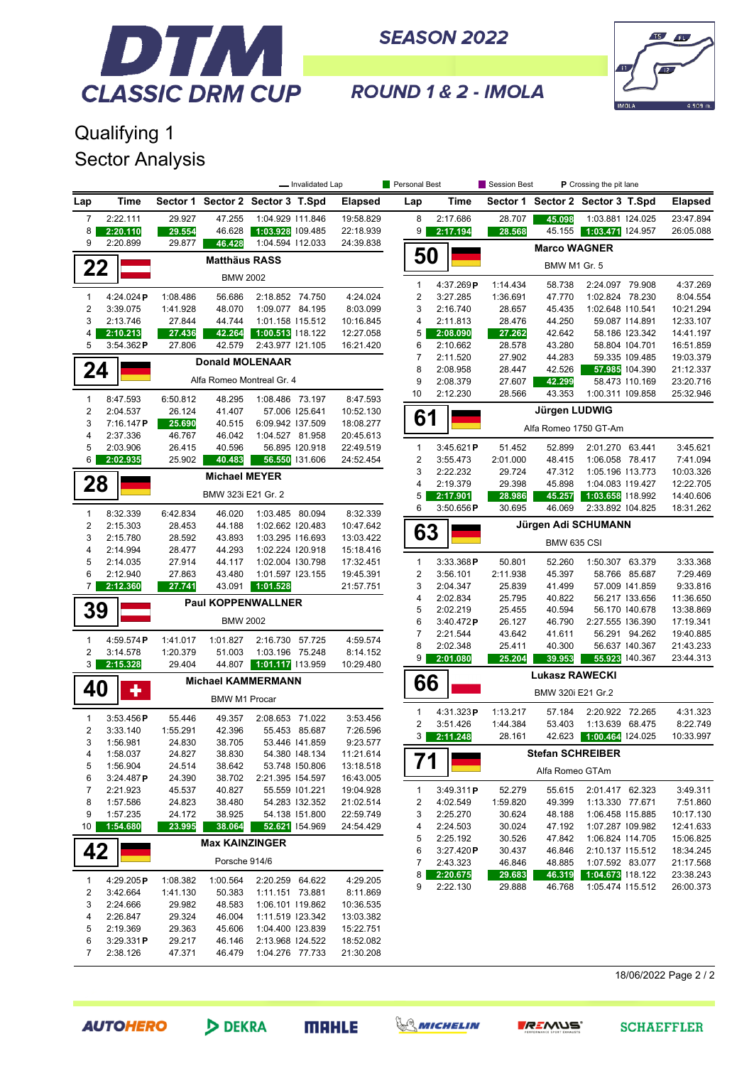# DTM CLASSIC DRM CUP

SEASON 2022

ROUND 1 & 2 - IMOLA

## Qualifying 1
## Sector Analysis

— Invalidated Lap | Personal Best | Session Best | **P** Crossing the pit lane

| Lap | Time | Sector 1 | Sector 2 | Sector 3 | T.Spd | Elapsed |
|---|---|---|---|---|---|---|
| 7 | 2:22.111 | 29.927 | 47.255 | 1:04.929 | 111.846 | 19:58.829 |
| 8 | 2:20.110 | 29.554 | 46.628 | 1:03.928 | 109.485 | 22:18.939 |
| 9 | 2:20.899 | 29.877 | 46.428 | 1:04.594 | 112.033 | 24:39.838 |

### 22 — Matthäus RASS — BMW 2002

| Lap | Time | Sector 1 | Sector 2 | Sector 3 | T.Spd | Elapsed |
|---|---|---|---|---|---|---|
| 1 | 4:24.024 P | 1:08.486 | 56.686 | 2:18.852 | 74.750 | 4:24.024 |
| 2 | 3:39.075 | 1:41.928 | 48.070 | 1:09.077 | 84.195 | 8:03.099 |
| 3 | 2:13.746 | 27.844 | 44.744 | 1:01.158 | 115.512 | 10:16.845 |
| 4 | 2:10.213 | 27.436 | 42.264 | 1:00.513 | 118.122 | 12:27.058 |
| 5 | 3:54.362 P | 27.806 | 42.579 | 2:43.977 | 121.105 | 16:21.420 |

### 24 — Donald MOLENAAR — Alfa Romeo Montreal Gr. 4

| Lap | Time | Sector 1 | Sector 2 | Sector 3 | T.Spd | Elapsed |
|---|---|---|---|---|---|---|
| 1 | 8:47.593 | 6:50.812 | 48.295 | 1:08.486 | 73.197 | 8:47.593 |
| 2 | 2:04.537 | 26.124 | 41.407 | 57.006 | 125.641 | 10:52.130 |
| 3 | 7:16.147 P | 25.690 | 40.515 | 6:09.942 | 137.509 | 18:08.277 |
| 4 | 2:37.336 | 46.767 | 46.042 | 1:04.527 | 81.958 | 20:45.613 |
| 5 | 2:03.906 | 26.415 | 40.596 | 56.895 | 120.918 | 22:49.519 |
| 6 | 2:02.935 | 25.902 | 40.483 | 56.550 | 131.606 | 24:52.454 |

### 28 — Michael MEYER — BMW 323i E21 Gr. 2

| Lap | Time | Sector 1 | Sector 2 | Sector 3 | T.Spd | Elapsed |
|---|---|---|---|---|---|---|
| 1 | 8:32.339 | 6:42.834 | 46.020 | 1:03.485 | 80.094 | 8:32.339 |
| 2 | 2:15.303 | 28.453 | 44.188 | 1:02.662 | 120.483 | 10:47.642 |
| 3 | 2:15.780 | 28.592 | 43.893 | 1:03.295 | 116.693 | 13:03.422 |
| 4 | 2:14.994 | 28.477 | 44.293 | 1:02.224 | 120.918 | 15:18.416 |
| 5 | 2:14.035 | 27.914 | 44.117 | 1:02.004 | 130.798 | 17:32.451 |
| 6 | 2:12.940 | 27.863 | 43.480 | 1:01.597 | 123.155 | 19:45.391 |
| 7 | 2:12.360 | 27.741 | 43.091 | 1:01.528 | | 21:57.751 |

### 39 — Paul KOPPENWALLNER — BMW 2002

| Lap | Time | Sector 1 | Sector 2 | Sector 3 | T.Spd | Elapsed |
|---|---|---|---|---|---|---|
| 1 | 4:59.574 P | 1:41.017 | 1:01.827 | 2:16.730 | 57.725 | 4:59.574 |
| 2 | 3:14.578 | 1:20.379 | 51.003 | 1:03.196 | 75.248 | 8:14.152 |
| 3 | 2:15.328 | 29.404 | 44.807 | 1:01.117 | 113.959 | 10:29.480 |

### 40 — Michael KAMMERMANN — BMW M1 Procar

| Lap | Time | Sector 1 | Sector 2 | Sector 3 | T.Spd | Elapsed |
|---|---|---|---|---|---|---|
| 1 | 3:53.456 P | 55.446 | 49.357 | 2:08.653 | 71.022 | 3:53.456 |
| 2 | 3:33.140 | 1:55.291 | 42.396 | 55.453 | 85.687 | 7:26.596 |
| 3 | 1:56.981 | 24.830 | 38.705 | 53.446 | 141.859 | 9:23.577 |
| 4 | 1:58.037 | 24.827 | 38.830 | 54.380 | 148.134 | 11:21.614 |
| 5 | 1:56.904 | 24.514 | 38.642 | 53.748 | 150.806 | 13:18.518 |
| 6 | 3:24.487 P | 24.390 | 38.702 | 2:21.395 | 154.597 | 16:43.005 |
| 7 | 2:21.923 | 45.537 | 40.827 | 55.559 | 101.221 | 19:04.928 |
| 8 | 1:57.586 | 24.823 | 38.480 | 54.283 | 132.352 | 21:02.514 |
| 9 | 1:57.235 | 24.172 | 38.925 | 54.138 | 151.800 | 22:59.749 |
| 10 | 1:54.680 | 23.995 | 38.064 | 52.621 | 154.969 | 24:54.429 |

### 42 — Max KAINZINGER — Porsche 914/6

| Lap | Time | Sector 1 | Sector 2 | Sector 3 | T.Spd | Elapsed |
|---|---|---|---|---|---|---|
| 1 | 4:29.205 P | 1:08.382 | 1:00.564 | 2:20.259 | 64.622 | 4:29.205 |
| 2 | 3:42.664 | 1:41.130 | 50.383 | 1:11.151 | 73.881 | 8:11.869 |
| 3 | 2:24.666 | 29.982 | 48.583 | 1:06.101 | 119.862 | 10:36.535 |
| 4 | 2:26.847 | 29.324 | 46.004 | 1:11.519 | 123.342 | 13:03.382 |
| 5 | 2:19.369 | 29.363 | 45.606 | 1:04.400 | 123.839 | 15:22.751 |
| 6 | 3:29.331 P | 29.217 | 46.146 | 2:13.968 | 124.522 | 18:52.082 |
| 7 | 2:38.126 | 47.371 | 46.479 | 1:04.276 | 77.733 | 21:30.208 |

| Lap | Time | Sector 1 | Sector 2 | Sector 3 | T.Spd | Elapsed |
|---|---|---|---|---|---|---|
| 8 | 2:17.686 | 28.707 | 45.098 | 1:03.881 | 124.025 | 23:47.894 |
| 9 | 2:17.194 | 28.568 | 45.155 | 1:03.471 | 124.957 | 26:05.088 |

### 50 — Marco WAGNER — BMW M1 Gr. 5

| Lap | Time | Sector 1 | Sector 2 | Sector 3 | T.Spd | Elapsed |
|---|---|---|---|---|---|---|
| 1 | 4:37.269 P | 1:14.434 | 58.738 | 2:24.097 | 79.908 | 4:37.269 |
| 2 | 3:27.285 | 1:36.691 | 47.770 | 1:02.824 | 78.230 | 8:04.554 |
| 3 | 2:16.740 | 28.657 | 45.435 | 1:02.648 | 110.541 | 10:21.294 |
| 4 | 2:11.813 | 28.476 | 44.250 | 59.087 | 114.891 | 12:33.107 |
| 5 | 2:08.090 | 27.262 | 42.642 | 58.186 | 123.342 | 14:41.197 |
| 6 | 2:10.662 | 28.578 | 43.280 | 58.804 | 104.701 | 16:51.859 |
| 7 | 2:11.520 | 27.902 | 44.283 | 59.335 | 109.485 | 19:03.379 |
| 8 | 2:08.958 | 28.447 | 42.526 | 57.985 | 104.390 | 21:12.337 |
| 9 | 2:08.379 | 27.607 | 42.299 | 58.473 | 110.169 | 23:20.716 |
| 10 | 2:12.230 | 28.566 | 43.353 | 1:00.311 | 109.858 | 25:32.946 |

### 61 — Jürgen LUDWIG — Alfa Romeo 1750 GT-Am

| Lap | Time | Sector 1 | Sector 2 | Sector 3 | T.Spd | Elapsed |
|---|---|---|---|---|---|---|
| 1 | 3:45.621 P | 51.452 | 52.899 | 2:01.270 | 63.441 | 3:45.621 |
| 2 | 3:55.473 | 2:01.000 | 48.415 | 1:06.058 | 78.417 | 7:41.094 |
| 3 | 2:22.232 | 29.724 | 47.312 | 1:05.196 | 113.773 | 10:03.326 |
| 4 | 2:19.379 | 29.398 | 45.898 | 1:04.083 | 119.427 | 12:22.705 |
| 5 | 2:17.901 | 28.986 | 45.257 | 1:03.658 | 118.992 | 14:40.606 |
| 6 | 3:50.656 P | 30.695 | 46.069 | 2:33.892 | 104.825 | 18:31.262 |

### 63 — Jürgen Adi SCHUMANN — BMW 635 CSI

| Lap | Time | Sector 1 | Sector 2 | Sector 3 | T.Spd | Elapsed |
|---|---|---|---|---|---|---|
| 1 | 3:33.368 P | 50.801 | 52.260 | 1:50.307 | 63.379 | 3:33.368 |
| 2 | 3:56.101 | 2:11.938 | 45.397 | 58.766 | 85.687 | 7:29.469 |
| 3 | 2:04.347 | 25.839 | 41.499 | 57.009 | 141.859 | 9:33.816 |
| 4 | 2:02.834 | 25.795 | 40.822 | 56.217 | 133.656 | 11:36.650 |
| 5 | 2:02.219 | 25.455 | 40.594 | 56.170 | 140.678 | 13:38.869 |
| 6 | 3:40.472 P | 26.127 | 46.790 | 2:27.555 | 136.390 | 17:19.341 |
| 7 | 2:21.544 | 43.642 | 41.611 | 56.291 | 94.262 | 19:40.885 |
| 8 | 2:02.348 | 25.411 | 40.300 | 56.637 | 140.367 | 21:43.233 |
| 9 | 2:01.080 | 25.204 | 39.953 | 55.923 | 140.367 | 23:44.313 |

### 66 — Lukasz RAWECKI — BMW 320i E21 Gr.2

| Lap | Time | Sector 1 | Sector 2 | Sector 3 | T.Spd | Elapsed |
|---|---|---|---|---|---|---|
| 1 | 4:31.323 P | 1:13.217 | 57.184 | 2:20.922 | 72.265 | 4:31.323 |
| 2 | 3:51.426 | 1:44.384 | 53.403 | 1:13.639 | 68.475 | 8:22.749 |
| 3 | 2:11.248 | 28.161 | 42.623 | 1:00.464 | 124.025 | 10:33.997 |

### 71 — Stefan SCHREIBER — Alfa Romeo GTAm

| Lap | Time | Sector 1 | Sector 2 | Sector 3 | T.Spd | Elapsed |
|---|---|---|---|---|---|---|
| 1 | 3:49.311 P | 52.279 | 55.615 | 2:01.417 | 62.323 | 3:49.311 |
| 2 | 4:02.549 | 1:59.820 | 49.399 | 1:13.330 | 77.671 | 7:51.860 |
| 3 | 2:25.270 | 30.624 | 48.188 | 1:06.458 | 115.885 | 10:17.130 |
| 4 | 2:24.503 | 30.024 | 47.192 | 1:07.287 | 109.982 | 12:41.633 |
| 5 | 2:25.192 | 30.526 | 47.842 | 1:06.824 | 114.705 | 15:06.825 |
| 6 | 3:27.420 P | 30.437 | 46.846 | 2:10.137 | 115.512 | 18:34.245 |
| 7 | 2:43.323 | 46.846 | 48.885 | 1:07.592 | 83.077 | 21:17.568 |
| 8 | 2:20.675 | 29.683 | 46.319 | 1:04.673 | 118.122 | 23:38.243 |
| 9 | 2:22.130 | 29.888 | 46.768 | 1:05.474 | 115.512 | 26:00.373 |

18/06/2022 Page 2 / 2

AUTOHERO | DEKRA | MAHLE | MICHELIN | REMUS | SCHAEFFLER